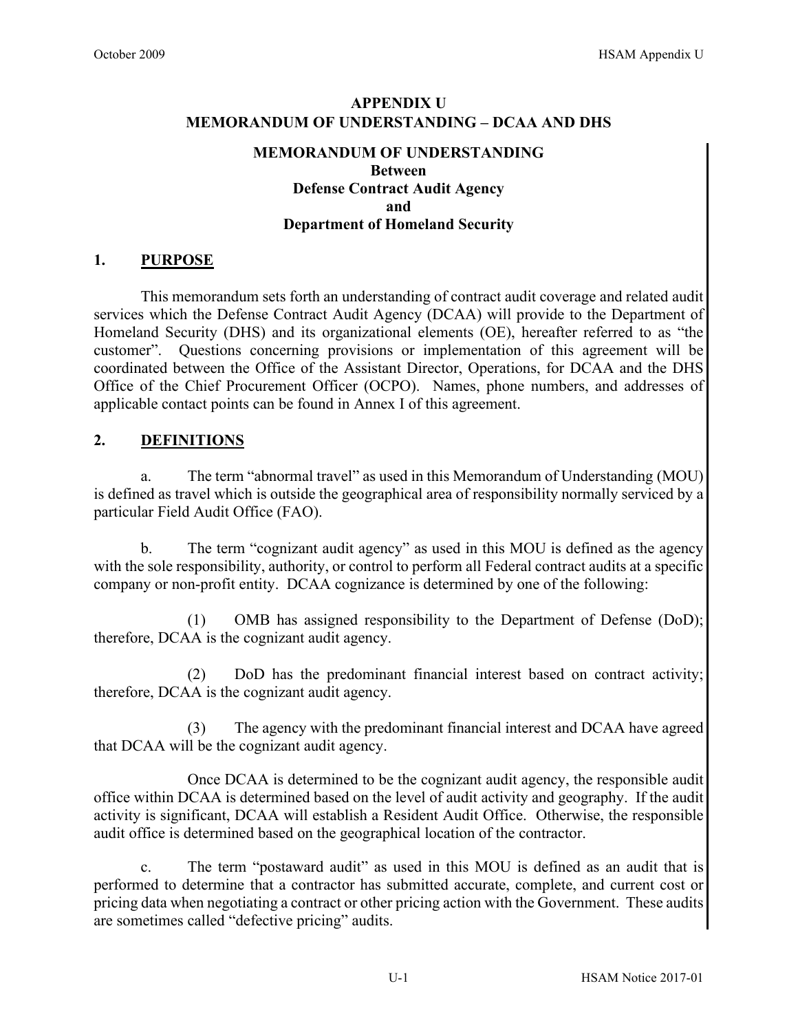# APPENDIX U
# MEMORANDUM OF UNDERSTANDING – DCAA AND DHS

## MEMORANDUM OF UNDERSTANDING
## Between
## Defense Contract Audit Agency
## and
## Department of Homeland Security

### 1. PURPOSE

This memorandum sets forth an understanding of contract audit coverage and related audit services which the Defense Contract Audit Agency (DCAA) will provide to the Department of Homeland Security (DHS) and its organizational elements (OE), hereafter referred to as "the customer". Questions concerning provisions or implementation of this agreement will be coordinated between the Office of the Assistant Director, Operations, for DCAA and the DHS Office of the Chief Procurement Officer (OCPO). Names, phone numbers, and addresses of applicable contact points can be found in Annex I of this agreement.

### 2. DEFINITIONS

a. The term "abnormal travel" as used in this Memorandum of Understanding (MOU) is defined as travel which is outside the geographical area of responsibility normally serviced by a particular Field Audit Office (FAO).

b. The term "cognizant audit agency" as used in this MOU is defined as the agency with the sole responsibility, authority, or control to perform all Federal contract audits at a specific company or non-profit entity. DCAA cognizance is determined by one of the following:

(1) OMB has assigned responsibility to the Department of Defense (DoD); therefore, DCAA is the cognizant audit agency.

(2) DoD has the predominant financial interest based on contract activity; therefore, DCAA is the cognizant audit agency.

(3) The agency with the predominant financial interest and DCAA have agreed that DCAA will be the cognizant audit agency.

Once DCAA is determined to be the cognizant audit agency, the responsible audit office within DCAA is determined based on the level of audit activity and geography. If the audit activity is significant, DCAA will establish a Resident Audit Office. Otherwise, the responsible audit office is determined based on the geographical location of the contractor.

c. The term "postaward audit" as used in this MOU is defined as an audit that is performed to determine that a contractor has submitted accurate, complete, and current cost or pricing data when negotiating a contract or other pricing action with the Government. These audits are sometimes called "defective pricing" audits.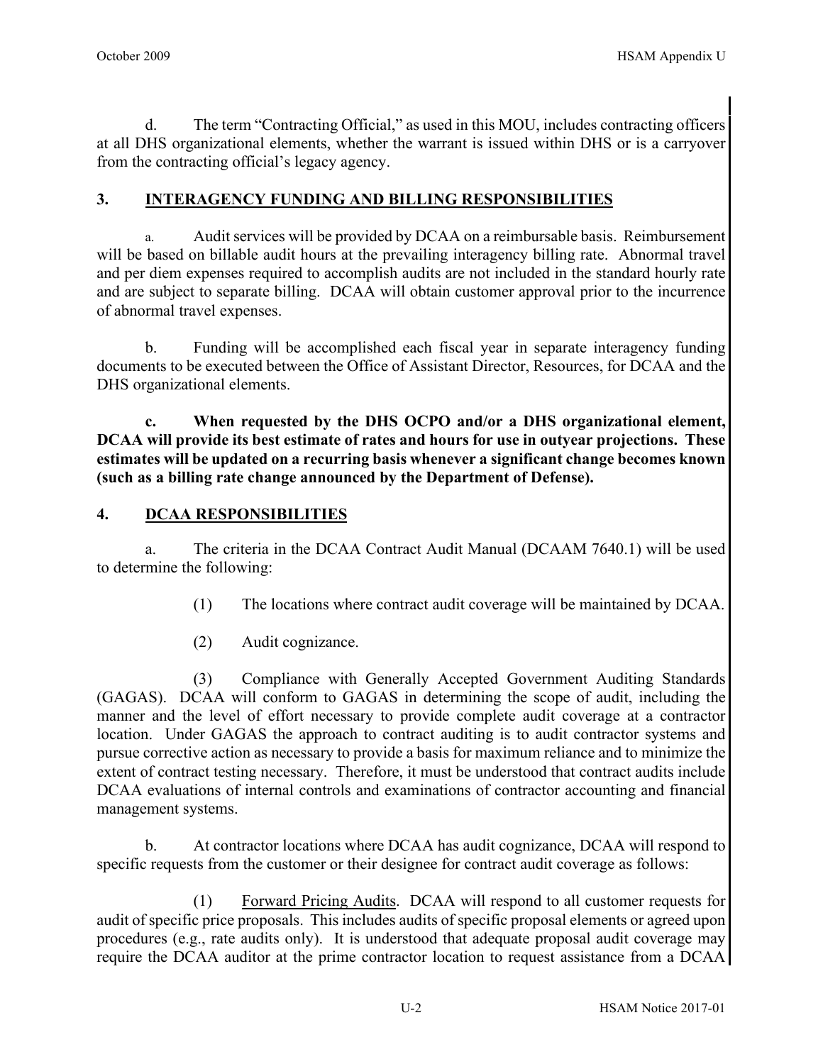d. The term "Contracting Official," as used in this MOU, includes contracting officers at all DHS organizational elements, whether the warrant is issued within DHS or is a carryover from the contracting official's legacy agency.

## 3. INTERAGENCY FUNDING AND BILLING RESPONSIBILITIES

a. Audit services will be provided by DCAA on a reimbursable basis. Reimbursement will be based on billable audit hours at the prevailing interagency billing rate. Abnormal travel and per diem expenses required to accomplish audits are not included in the standard hourly rate and are subject to separate billing. DCAA will obtain customer approval prior to the incurrence of abnormal travel expenses.

b. Funding will be accomplished each fiscal year in separate interagency funding documents to be executed between the Office of Assistant Director, Resources, for DCAA and the DHS organizational elements.

**c. When requested by the DHS OCPO and/or a DHS organizational element, DCAA will provide its best estimate of rates and hours for use in outyear projections. These estimates will be updated on a recurring basis whenever a significant change becomes known (such as a billing rate change announced by the Department of Defense).**

## 4. DCAA RESPONSIBILITIES

a. The criteria in the DCAA Contract Audit Manual (DCAAM 7640.1) will be used to determine the following:

(1) The locations where contract audit coverage will be maintained by DCAA.

(2) Audit cognizance.

(3) Compliance with Generally Accepted Government Auditing Standards (GAGAS). DCAA will conform to GAGAS in determining the scope of audit, including the manner and the level of effort necessary to provide complete audit coverage at a contractor location. Under GAGAS the approach to contract auditing is to audit contractor systems and pursue corrective action as necessary to provide a basis for maximum reliance and to minimize the extent of contract testing necessary. Therefore, it must be understood that contract audits include DCAA evaluations of internal controls and examinations of contractor accounting and financial management systems.

b. At contractor locations where DCAA has audit cognizance, DCAA will respond to specific requests from the customer or their designee for contract audit coverage as follows:

(1) Forward Pricing Audits. DCAA will respond to all customer requests for audit of specific price proposals. This includes audits of specific proposal elements or agreed upon procedures (e.g., rate audits only). It is understood that adequate proposal audit coverage may require the DCAA auditor at the prime contractor location to request assistance from a DCAA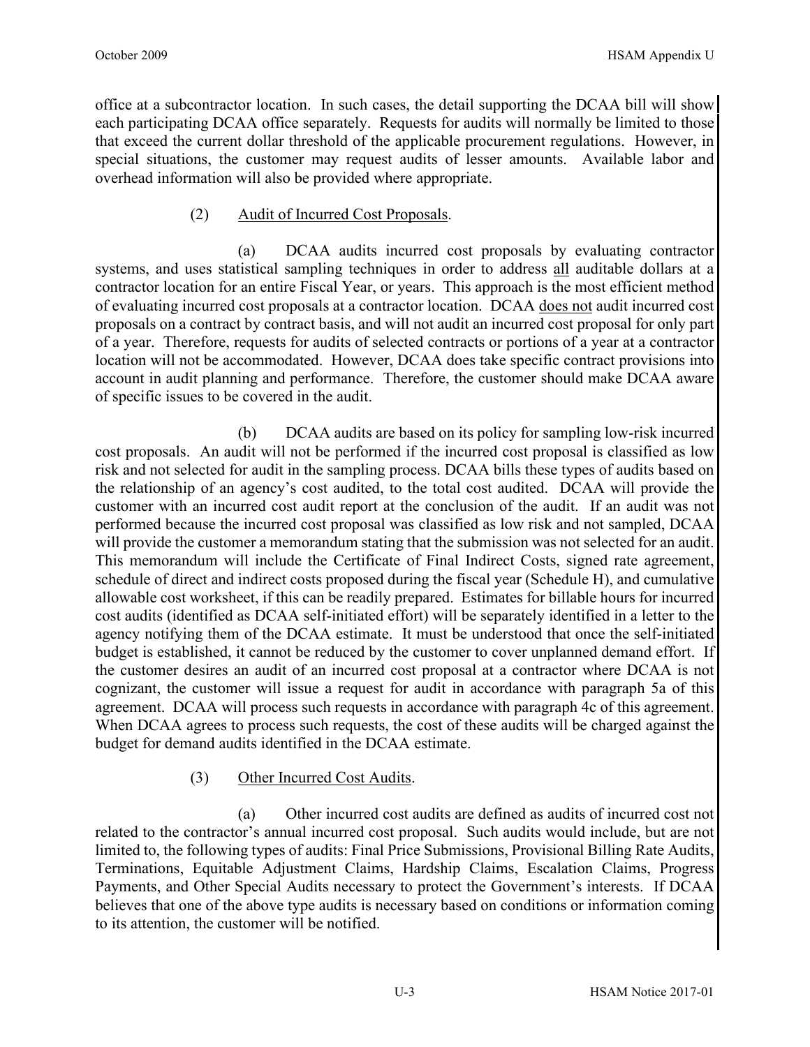office at a subcontractor location. In such cases, the detail supporting the DCAA bill will show each participating DCAA office separately. Requests for audits will normally be limited to those that exceed the current dollar threshold of the applicable procurement regulations. However, in special situations, the customer may request audits of lesser amounts. Available labor and overhead information will also be provided where appropriate.

(2) Audit of Incurred Cost Proposals.

(a) DCAA audits incurred cost proposals by evaluating contractor systems, and uses statistical sampling techniques in order to address all auditable dollars at a contractor location for an entire Fiscal Year, or years. This approach is the most efficient method of evaluating incurred cost proposals at a contractor location. DCAA does not audit incurred cost proposals on a contract by contract basis, and will not audit an incurred cost proposal for only part of a year. Therefore, requests for audits of selected contracts or portions of a year at a contractor location will not be accommodated. However, DCAA does take specific contract provisions into account in audit planning and performance. Therefore, the customer should make DCAA aware of specific issues to be covered in the audit.

(b) DCAA audits are based on its policy for sampling low-risk incurred cost proposals. An audit will not be performed if the incurred cost proposal is classified as low risk and not selected for audit in the sampling process. DCAA bills these types of audits based on the relationship of an agency's cost audited, to the total cost audited. DCAA will provide the customer with an incurred cost audit report at the conclusion of the audit. If an audit was not performed because the incurred cost proposal was classified as low risk and not sampled, DCAA will provide the customer a memorandum stating that the submission was not selected for an audit. This memorandum will include the Certificate of Final Indirect Costs, signed rate agreement, schedule of direct and indirect costs proposed during the fiscal year (Schedule H), and cumulative allowable cost worksheet, if this can be readily prepared. Estimates for billable hours for incurred cost audits (identified as DCAA self-initiated effort) will be separately identified in a letter to the agency notifying them of the DCAA estimate. It must be understood that once the self-initiated budget is established, it cannot be reduced by the customer to cover unplanned demand effort. If the customer desires an audit of an incurred cost proposal at a contractor where DCAA is not cognizant, the customer will issue a request for audit in accordance with paragraph 5a of this agreement. DCAA will process such requests in accordance with paragraph 4c of this agreement. When DCAA agrees to process such requests, the cost of these audits will be charged against the budget for demand audits identified in the DCAA estimate.

(3) Other Incurred Cost Audits.

(a) Other incurred cost audits are defined as audits of incurred cost not related to the contractor's annual incurred cost proposal. Such audits would include, but are not limited to, the following types of audits: Final Price Submissions, Provisional Billing Rate Audits, Terminations, Equitable Adjustment Claims, Hardship Claims, Escalation Claims, Progress Payments, and Other Special Audits necessary to protect the Government's interests. If DCAA believes that one of the above type audits is necessary based on conditions or information coming to its attention, the customer will be notified.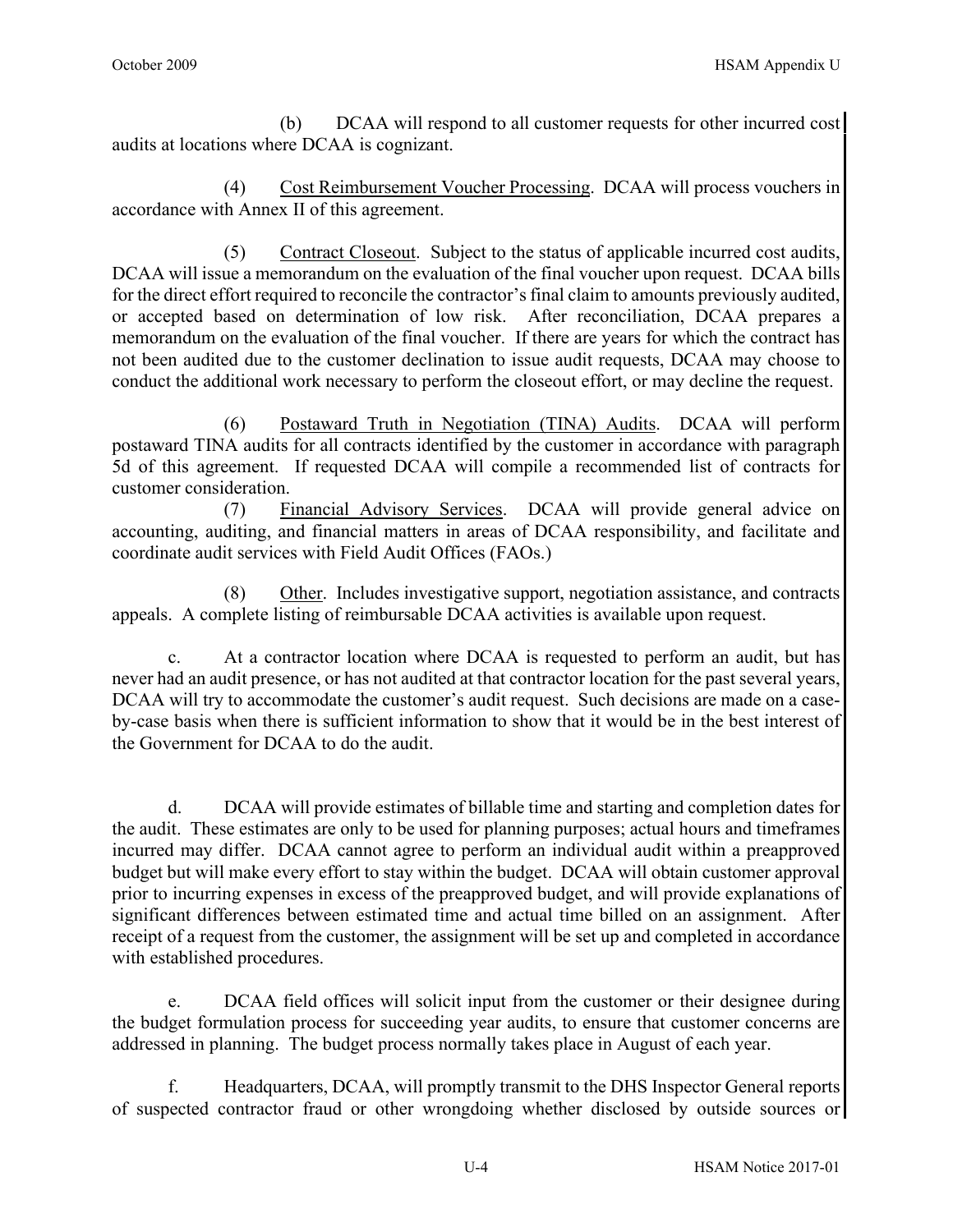(b) DCAA will respond to all customer requests for other incurred cost audits at locations where DCAA is cognizant.

(4) <u>Cost Reimbursement Voucher Processing</u>. DCAA will process vouchers in accordance with Annex II of this agreement.

(5) <u>Contract Closeout</u>. Subject to the status of applicable incurred cost audits, DCAA will issue a memorandum on the evaluation of the final voucher upon request. DCAA bills for the direct effort required to reconcile the contractor's final claim to amounts previously audited, or accepted based on determination of low risk. After reconciliation, DCAA prepares a memorandum on the evaluation of the final voucher. If there are years for which the contract has not been audited due to the customer declination to issue audit requests, DCAA may choose to conduct the additional work necessary to perform the closeout effort, or may decline the request.

(6) <u>Postaward Truth in Negotiation (TINA) Audits</u>. DCAA will perform postaward TINA audits for all contracts identified by the customer in accordance with paragraph 5d of this agreement. If requested DCAA will compile a recommended list of contracts for customer consideration.

(7) <u>Financial Advisory Services</u>. DCAA will provide general advice on accounting, auditing, and financial matters in areas of DCAA responsibility, and facilitate and coordinate audit services with Field Audit Offices (FAOs.)

(8) <u>Other</u>. Includes investigative support, negotiation assistance, and contracts appeals. A complete listing of reimbursable DCAA activities is available upon request.

c. At a contractor location where DCAA is requested to perform an audit, but has never had an audit presence, or has not audited at that contractor location for the past several years, DCAA will try to accommodate the customer's audit request. Such decisions are made on a case-by-case basis when there is sufficient information to show that it would be in the best interest of the Government for DCAA to do the audit.

d. DCAA will provide estimates of billable time and starting and completion dates for the audit. These estimates are only to be used for planning purposes; actual hours and timeframes incurred may differ. DCAA cannot agree to perform an individual audit within a preapproved budget but will make every effort to stay within the budget. DCAA will obtain customer approval prior to incurring expenses in excess of the preapproved budget, and will provide explanations of significant differences between estimated time and actual time billed on an assignment. After receipt of a request from the customer, the assignment will be set up and completed in accordance with established procedures.

e. DCAA field offices will solicit input from the customer or their designee during the budget formulation process for succeeding year audits, to ensure that customer concerns are addressed in planning. The budget process normally takes place in August of each year.

f. Headquarters, DCAA, will promptly transmit to the DHS Inspector General reports of suspected contractor fraud or other wrongdoing whether disclosed by outside sources or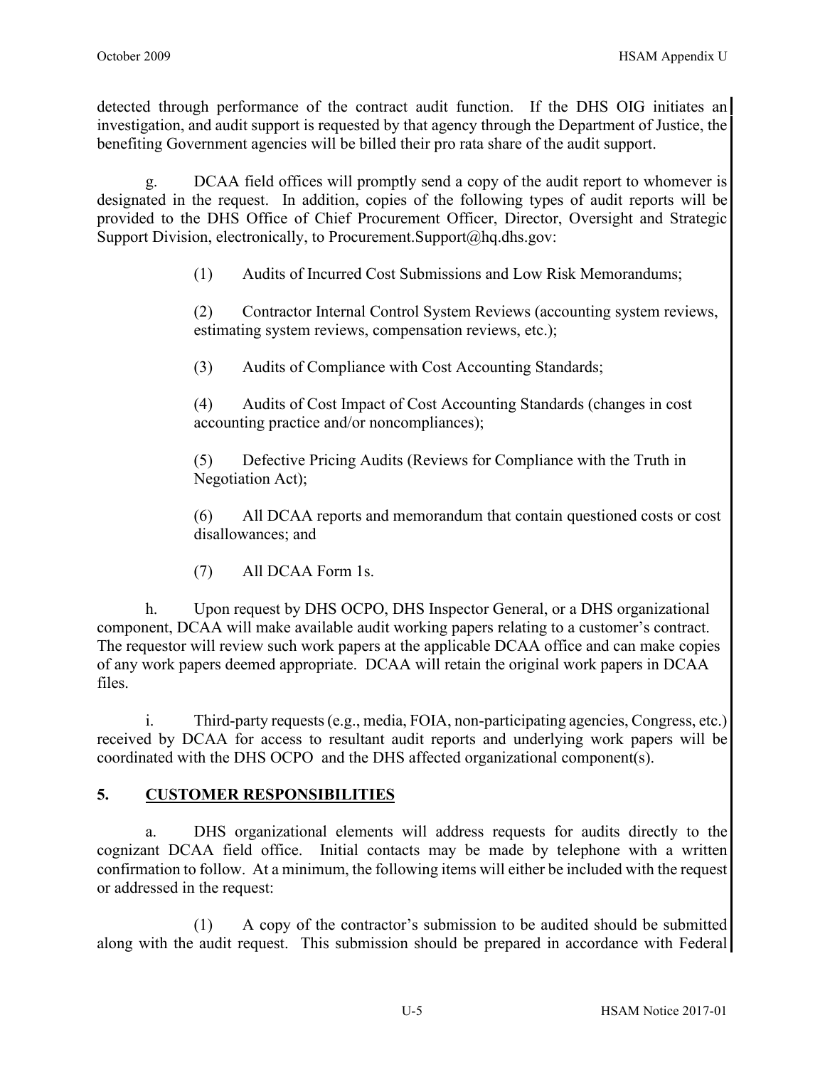detected through performance of the contract audit function. If the DHS OIG initiates an investigation, and audit support is requested by that agency through the Department of Justice, the benefiting Government agencies will be billed their pro rata share of the audit support.

g. DCAA field offices will promptly send a copy of the audit report to whomever is designated in the request. In addition, copies of the following types of audit reports will be provided to the DHS Office of Chief Procurement Officer, Director, Oversight and Strategic Support Division, electronically, to Procurement.Support@hq.dhs.gov:

(1) Audits of Incurred Cost Submissions and Low Risk Memorandums;

(2) Contractor Internal Control System Reviews (accounting system reviews, estimating system reviews, compensation reviews, etc.);

(3) Audits of Compliance with Cost Accounting Standards;

(4) Audits of Cost Impact of Cost Accounting Standards (changes in cost accounting practice and/or noncompliances);

(5) Defective Pricing Audits (Reviews for Compliance with the Truth in Negotiation Act);

(6) All DCAA reports and memorandum that contain questioned costs or cost disallowances; and

(7) All DCAA Form 1s.

h. Upon request by DHS OCPO, DHS Inspector General, or a DHS organizational component, DCAA will make available audit working papers relating to a customer's contract. The requestor will review such work papers at the applicable DCAA office and can make copies of any work papers deemed appropriate. DCAA will retain the original work papers in DCAA files.

i. Third-party requests (e.g., media, FOIA, non-participating agencies, Congress, etc.) received by DCAA for access to resultant audit reports and underlying work papers will be coordinated with the DHS OCPO and the DHS affected organizational component(s).

## 5. CUSTOMER RESPONSIBILITIES

a. DHS organizational elements will address requests for audits directly to the cognizant DCAA field office. Initial contacts may be made by telephone with a written confirmation to follow. At a minimum, the following items will either be included with the request or addressed in the request:

(1) A copy of the contractor's submission to be audited should be submitted along with the audit request. This submission should be prepared in accordance with Federal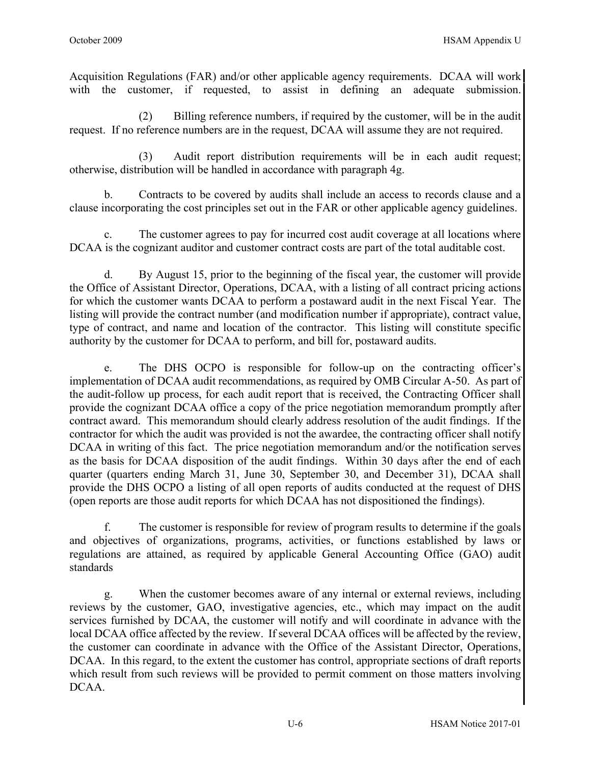Acquisition Regulations (FAR) and/or other applicable agency requirements. DCAA will work with the customer, if requested, to assist in defining an adequate submission.

(2) Billing reference numbers, if required by the customer, will be in the audit request. If no reference numbers are in the request, DCAA will assume they are not required.

(3) Audit report distribution requirements will be in each audit request; otherwise, distribution will be handled in accordance with paragraph 4g.

b. Contracts to be covered by audits shall include an access to records clause and a clause incorporating the cost principles set out in the FAR or other applicable agency guidelines.

c. The customer agrees to pay for incurred cost audit coverage at all locations where DCAA is the cognizant auditor and customer contract costs are part of the total auditable cost.

d. By August 15, prior to the beginning of the fiscal year, the customer will provide the Office of Assistant Director, Operations, DCAA, with a listing of all contract pricing actions for which the customer wants DCAA to perform a postaward audit in the next Fiscal Year. The listing will provide the contract number (and modification number if appropriate), contract value, type of contract, and name and location of the contractor. This listing will constitute specific authority by the customer for DCAA to perform, and bill for, postaward audits.

e. The DHS OCPO is responsible for follow-up on the contracting officer's implementation of DCAA audit recommendations, as required by OMB Circular A-50. As part of the audit-follow up process, for each audit report that is received, the Contracting Officer shall provide the cognizant DCAA office a copy of the price negotiation memorandum promptly after contract award. This memorandum should clearly address resolution of the audit findings. If the contractor for which the audit was provided is not the awardee, the contracting officer shall notify DCAA in writing of this fact. The price negotiation memorandum and/or the notification serves as the basis for DCAA disposition of the audit findings. Within 30 days after the end of each quarter (quarters ending March 31, June 30, September 30, and December 31), DCAA shall provide the DHS OCPO a listing of all open reports of audits conducted at the request of DHS (open reports are those audit reports for which DCAA has not dispositioned the findings).

f. The customer is responsible for review of program results to determine if the goals and objectives of organizations, programs, activities, or functions established by laws or regulations are attained, as required by applicable General Accounting Office (GAO) audit standards

g. When the customer becomes aware of any internal or external reviews, including reviews by the customer, GAO, investigative agencies, etc., which may impact on the audit services furnished by DCAA, the customer will notify and will coordinate in advance with the local DCAA office affected by the review. If several DCAA offices will be affected by the review, the customer can coordinate in advance with the Office of the Assistant Director, Operations, DCAA. In this regard, to the extent the customer has control, appropriate sections of draft reports which result from such reviews will be provided to permit comment on those matters involving DCAA.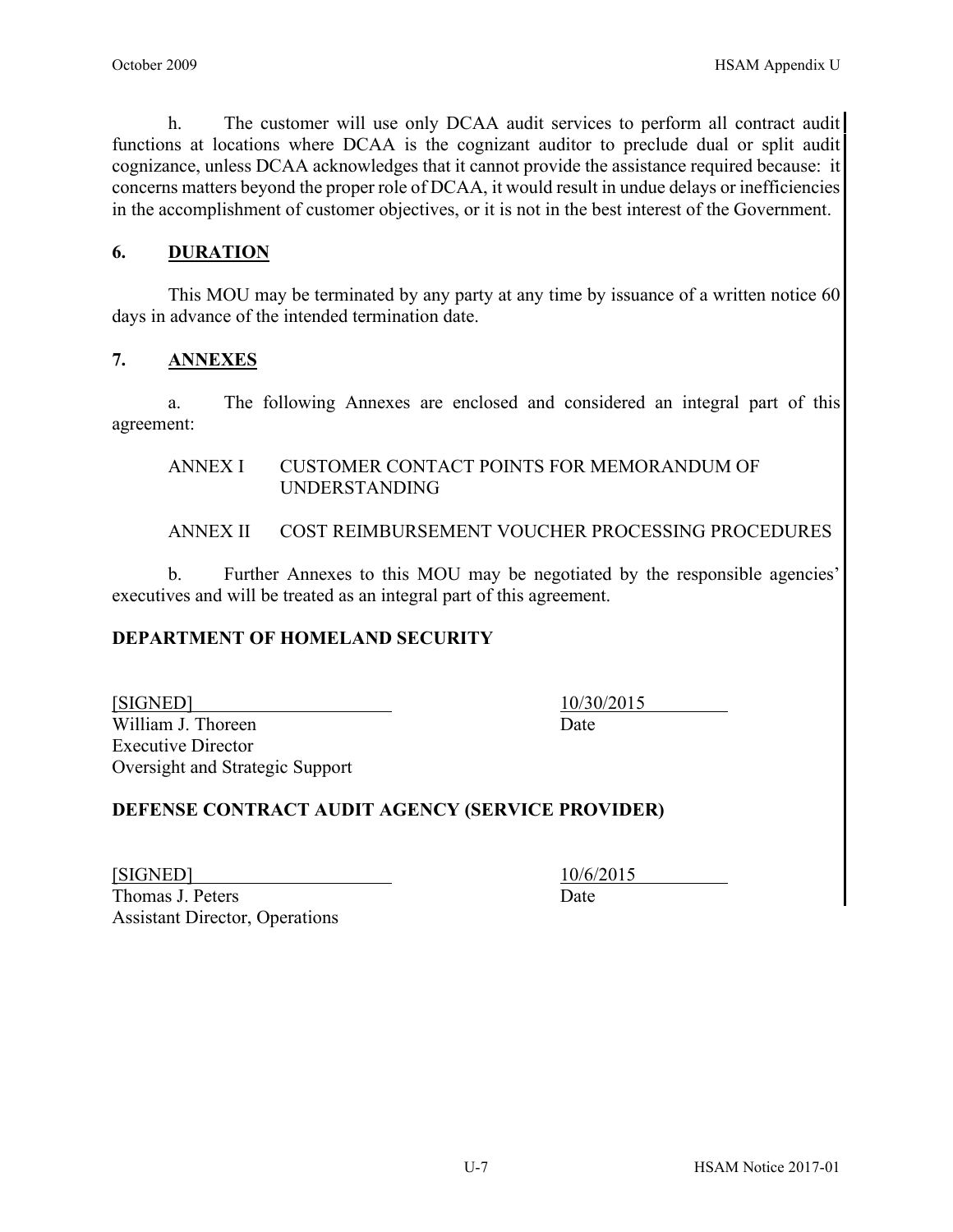h. The customer will use only DCAA audit services to perform all contract audit functions at locations where DCAA is the cognizant auditor to preclude dual or split audit cognizance, unless DCAA acknowledges that it cannot provide the assistance required because: it concerns matters beyond the proper role of DCAA, it would result in undue delays or inefficiencies in the accomplishment of customer objectives, or it is not in the best interest of the Government.

## 6. DURATION

This MOU may be terminated by any party at any time by issuance of a written notice 60 days in advance of the intended termination date.

## 7. ANNEXES

a. The following Annexes are enclosed and considered an integral part of this agreement:

ANNEX I CUSTOMER CONTACT POINTS FOR MEMORANDUM OF UNDERSTANDING

ANNEX II COST REIMBURSEMENT VOUCHER PROCESSING PROCEDURES

b. Further Annexes to this MOU may be negotiated by the responsible agencies' executives and will be treated as an integral part of this agreement.

**DEPARTMENT OF HOMELAND SECURITY**

[SIGNED] 10/30/2015
William J. Thoreen Date
Executive Director
Oversight and Strategic Support

**DEFENSE CONTRACT AUDIT AGENCY (SERVICE PROVIDER)**

[SIGNED] 10/6/2015
Thomas J. Peters Date
Assistant Director, Operations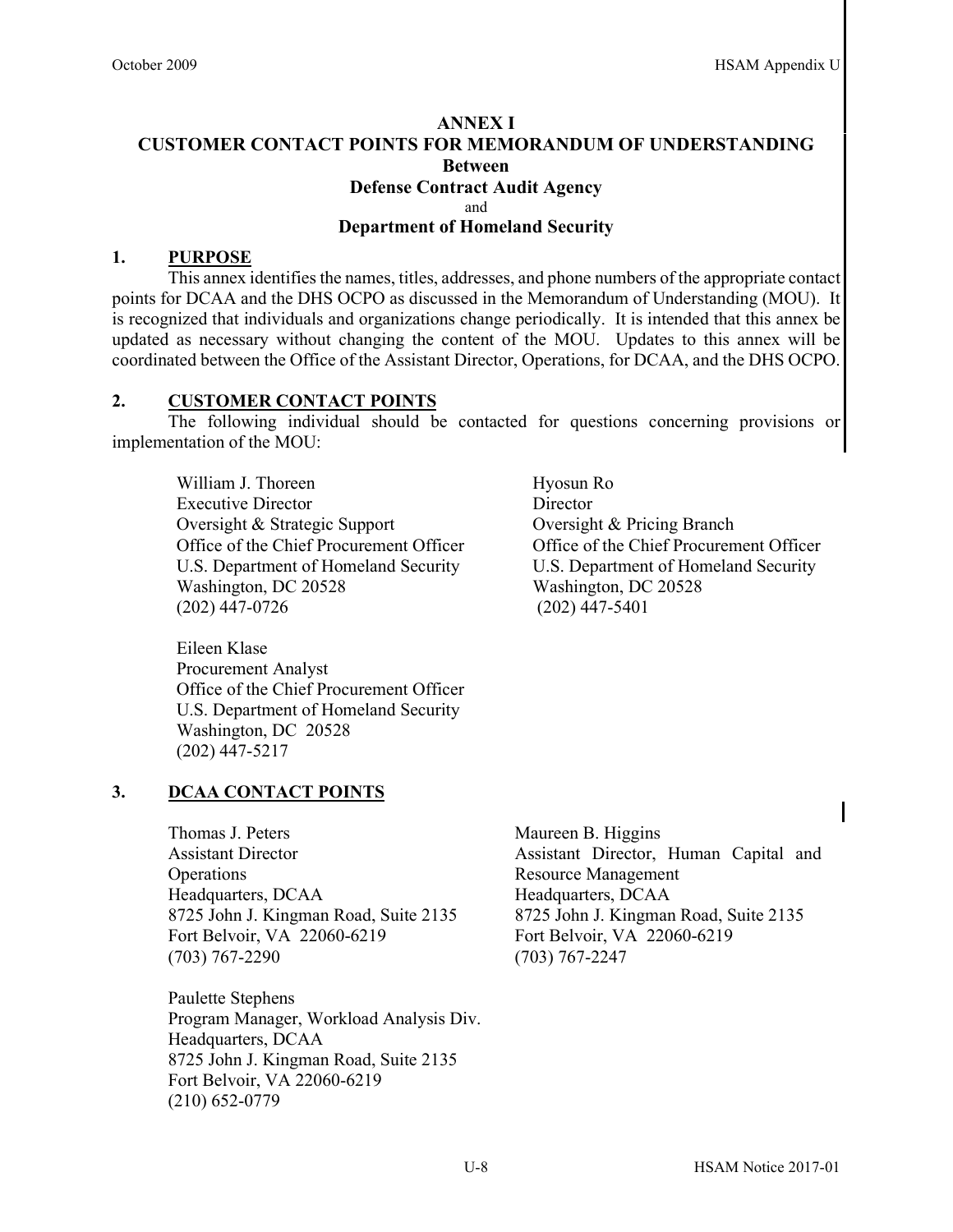# ANNEX I
## CUSTOMER CONTACT POINTS FOR MEMORANDUM OF UNDERSTANDING
### Between
### Defense Contract Audit Agency
and
### Department of Homeland Security

## 1. PURPOSE

This annex identifies the names, titles, addresses, and phone numbers of the appropriate contact points for DCAA and the DHS OCPO as discussed in the Memorandum of Understanding (MOU). It is recognized that individuals and organizations change periodically. It is intended that this annex be updated as necessary without changing the content of the MOU. Updates to this annex will be coordinated between the Office of the Assistant Director, Operations, for DCAA, and the DHS OCPO.

## 2. CUSTOMER CONTACT POINTS

The following individual should be contacted for questions concerning provisions or implementation of the MOU:

William J. Thoreen
Executive Director
Oversight & Strategic Support
Office of the Chief Procurement Officer
U.S. Department of Homeland Security
Washington, DC 20528
(202) 447-0726

Hyosun Ro
Director
Oversight & Pricing Branch
Office of the Chief Procurement Officer
U.S. Department of Homeland Security
Washington, DC 20528
(202) 447-5401

Eileen Klase
Procurement Analyst
Office of the Chief Procurement Officer
U.S. Department of Homeland Security
Washington, DC 20528
(202) 447-5217

## 3. DCAA CONTACT POINTS

Thomas J. Peters
Assistant Director
Operations
Headquarters, DCAA
8725 John J. Kingman Road, Suite 2135
Fort Belvoir, VA 22060-6219
(703) 767-2290

Maureen B. Higgins
Assistant Director, Human Capital and Resource Management
Headquarters, DCAA
8725 John J. Kingman Road, Suite 2135
Fort Belvoir, VA 22060-6219
(703) 767-2247

Paulette Stephens
Program Manager, Workload Analysis Div.
Headquarters, DCAA
8725 John J. Kingman Road, Suite 2135
Fort Belvoir, VA 22060-6219
(210) 652-0779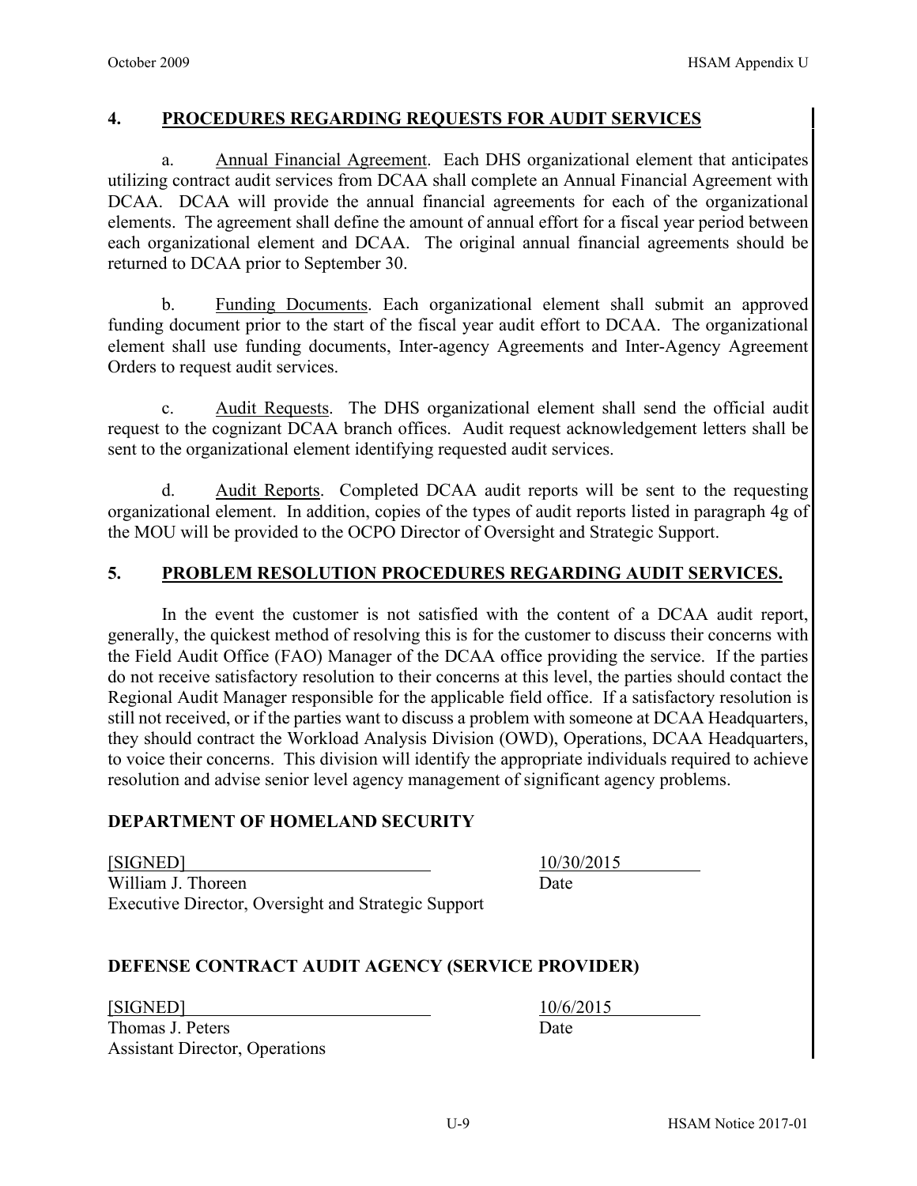## 4. PROCEDURES REGARDING REQUESTS FOR AUDIT SERVICES

a. Annual Financial Agreement. Each DHS organizational element that anticipates utilizing contract audit services from DCAA shall complete an Annual Financial Agreement with DCAA. DCAA will provide the annual financial agreements for each of the organizational elements. The agreement shall define the amount of annual effort for a fiscal year period between each organizational element and DCAA. The original annual financial agreements should be returned to DCAA prior to September 30.

b. Funding Documents. Each organizational element shall submit an approved funding document prior to the start of the fiscal year audit effort to DCAA. The organizational element shall use funding documents, Inter-agency Agreements and Inter-Agency Agreement Orders to request audit services.

c. Audit Requests. The DHS organizational element shall send the official audit request to the cognizant DCAA branch offices. Audit request acknowledgement letters shall be sent to the organizational element identifying requested audit services.

d. Audit Reports. Completed DCAA audit reports will be sent to the requesting organizational element. In addition, copies of the types of audit reports listed in paragraph 4g of the MOU will be provided to the OCPO Director of Oversight and Strategic Support.

## 5. PROBLEM RESOLUTION PROCEDURES REGARDING AUDIT SERVICES.

In the event the customer is not satisfied with the content of a DCAA audit report, generally, the quickest method of resolving this is for the customer to discuss their concerns with the Field Audit Office (FAO) Manager of the DCAA office providing the service. If the parties do not receive satisfactory resolution to their concerns at this level, the parties should contact the Regional Audit Manager responsible for the applicable field office. If a satisfactory resolution is still not received, or if the parties want to discuss a problem with someone at DCAA Headquarters, they should contract the Workload Analysis Division (OWD), Operations, DCAA Headquarters, to voice their concerns. This division will identify the appropriate individuals required to achieve resolution and advise senior level agency management of significant agency problems.

**DEPARTMENT OF HOMELAND SECURITY**

[SIGNED] 10/30/2015

William J. Thoreen Date

Executive Director, Oversight and Strategic Support

**DEFENSE CONTRACT AUDIT AGENCY (SERVICE PROVIDER)**

[SIGNED] 10/6/2015

Thomas J. Peters Date

Assistant Director, Operations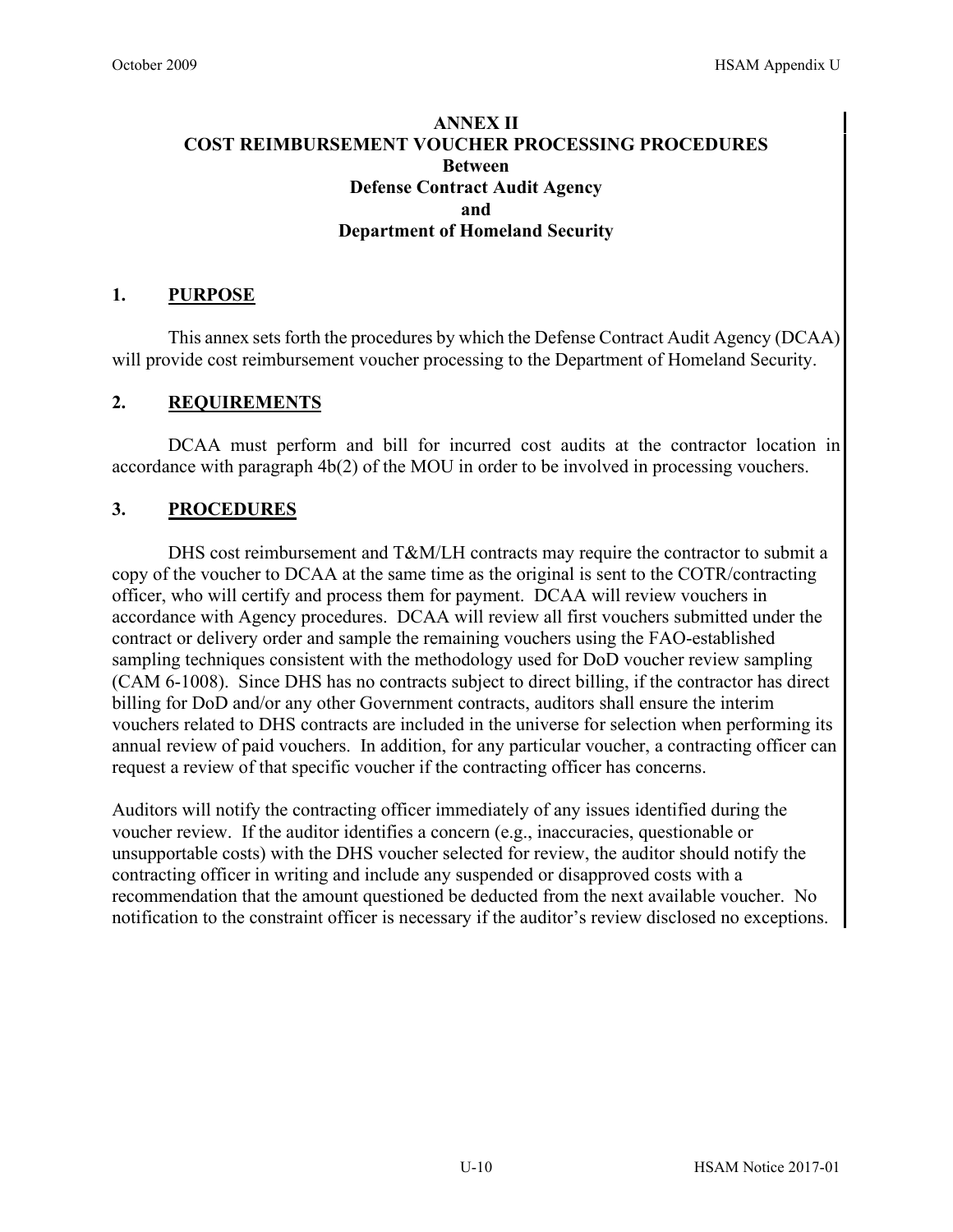# ANNEX II
# COST REIMBURSEMENT VOUCHER PROCESSING PROCEDURES
# Between
# Defense Contract Audit Agency
# and
# Department of Homeland Security

## 1. PURPOSE

This annex sets forth the procedures by which the Defense Contract Audit Agency (DCAA) will provide cost reimbursement voucher processing to the Department of Homeland Security.

## 2. REQUIREMENTS

DCAA must perform and bill for incurred cost audits at the contractor location in accordance with paragraph 4b(2) of the MOU in order to be involved in processing vouchers.

## 3. PROCEDURES

DHS cost reimbursement and T&M/LH contracts may require the contractor to submit a copy of the voucher to DCAA at the same time as the original is sent to the COTR/contracting officer, who will certify and process them for payment. DCAA will review vouchers in accordance with Agency procedures. DCAA will review all first vouchers submitted under the contract or delivery order and sample the remaining vouchers using the FAO-established sampling techniques consistent with the methodology used for DoD voucher review sampling (CAM 6-1008). Since DHS has no contracts subject to direct billing, if the contractor has direct billing for DoD and/or any other Government contracts, auditors shall ensure the interim vouchers related to DHS contracts are included in the universe for selection when performing its annual review of paid vouchers. In addition, for any particular voucher, a contracting officer can request a review of that specific voucher if the contracting officer has concerns.

Auditors will notify the contracting officer immediately of any issues identified during the voucher review. If the auditor identifies a concern (e.g., inaccuracies, questionable or unsupportable costs) with the DHS voucher selected for review, the auditor should notify the contracting officer in writing and include any suspended or disapproved costs with a recommendation that the amount questioned be deducted from the next available voucher. No notification to the constraint officer is necessary if the auditor's review disclosed no exceptions.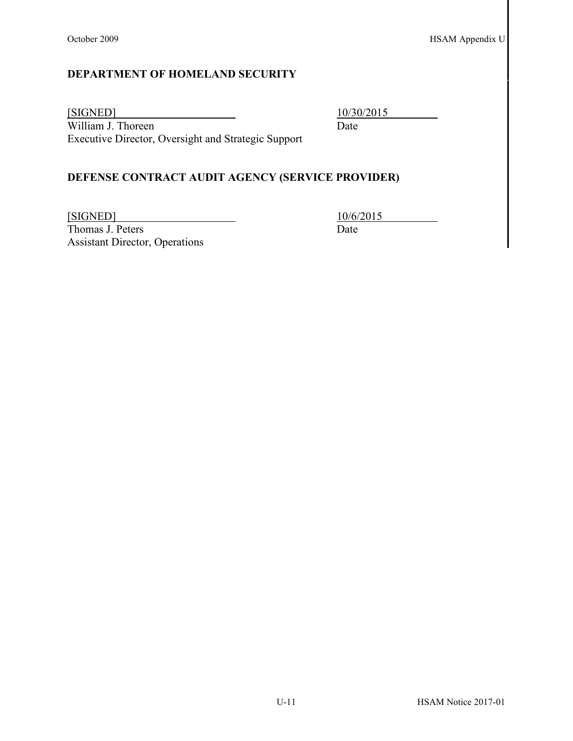**DEPARTMENT OF HOMELAND SECURITY**

[SIGNED] 10/30/2015

William J. Thoreen Date

Executive Director, Oversight and Strategic Support

**DEFENSE CONTRACT AUDIT AGENCY (SERVICE PROVIDER)**

[SIGNED] 10/6/2015

Thomas J. Peters Date

Assistant Director, Operations